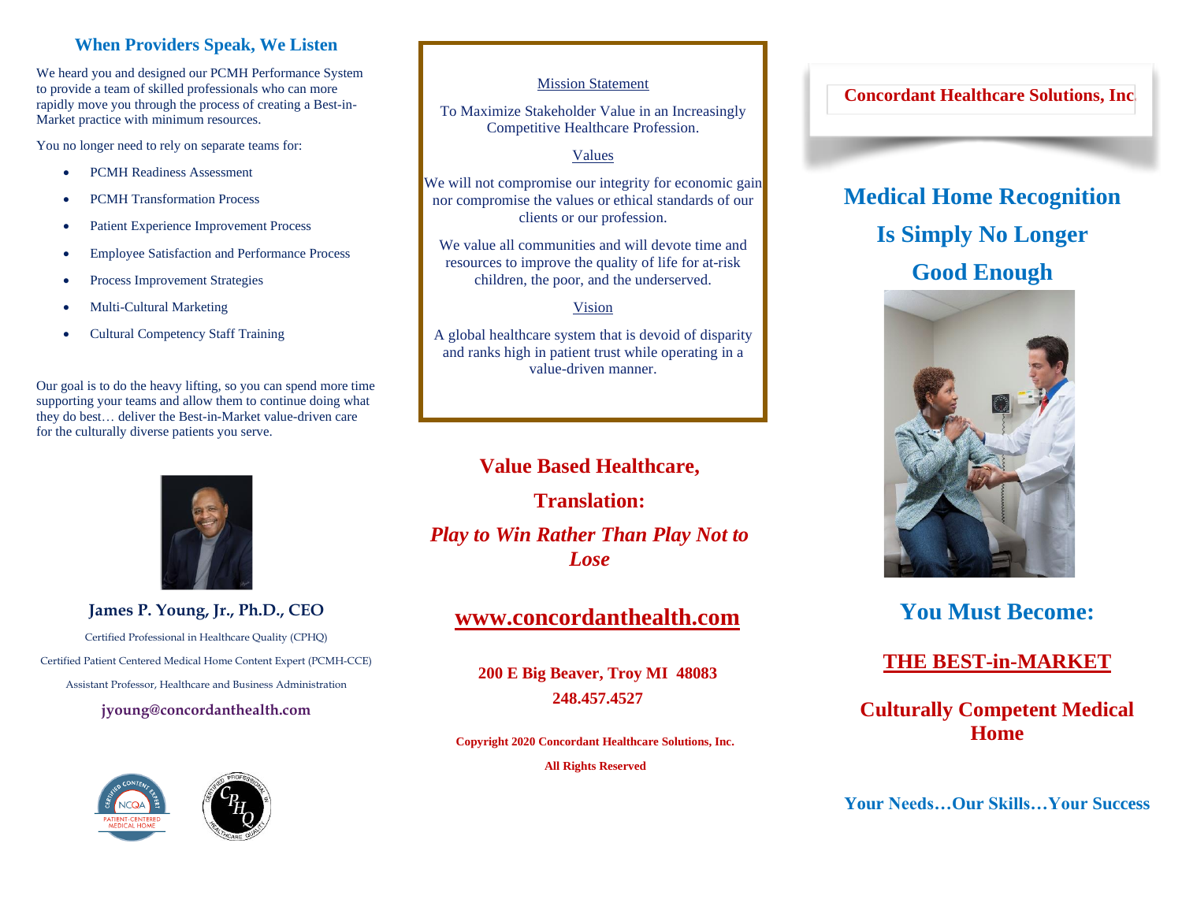## When Providers Speak, We Listen

We heard you and designed our PCMH Performance System to provide a team of skilled professionals who can more rapidly move you through the process of creating a Best-in-Market practice with minimum resources.

You no longer need to rely on separate teams for:

- PCMH Readiness Assessment
- PCMH Transformation Process
- Patient Experience Improvement Process
- Employee Satisfaction and Performance Process
- Process Improvement Strategies
- Multi-Cultural Marketing
- Cultural Competency Staff Training

Our goal is to do the heavy lifting, so you can spend more time supporting your teams and allow them to continue doing what they do best… deliver the Best-in-Market value-driven care for the culturally diverse patients you serve.

**James P. Young, Jr., Ph.D., CEO**

Certified Professional in Healthcare Quality (CPHQ)

Certified Patient Centered Medical Home Content Expert (PCMH-CCE)

Assistant Professor, Healthcare and Business Administration

**jyoung@concordanthealth.com**

Mission Statement

To Maximize Stakeholder Value in an Increasingly Competitive Healthcare Profession.

Values

We will not compromise our integrity for economic gain nor compromise the values or ethical standards of our clients or our profession.

We value all communities and will devote time and resources to improve the quality of life for at-risk children, the poor, and the underserved.

Vision

A global healthcare system that is devoid of disparity and ranks high in patient trust while operating in a value-driven manner.

**Value Based Healthcare,**

**Translation:**

***Play to Win Rather Than Play Not to Lose***

**www.concordanthealth.com**

**200 E Big Beaver, Troy MI 48083**

**248.457.4527**

**Copyright 2020 Concordant Healthcare Solutions, Inc.**

**All Rights Reserved**

**Concordant Healthcare Solutions, Inc.**

# Medical Home Recognition Is Simply No Longer Good Enough

## You Must Become:

## THE BEST-in-MARKET

## Culturally Competent Medical Home

**Your Needs…Our Skills…Your Success**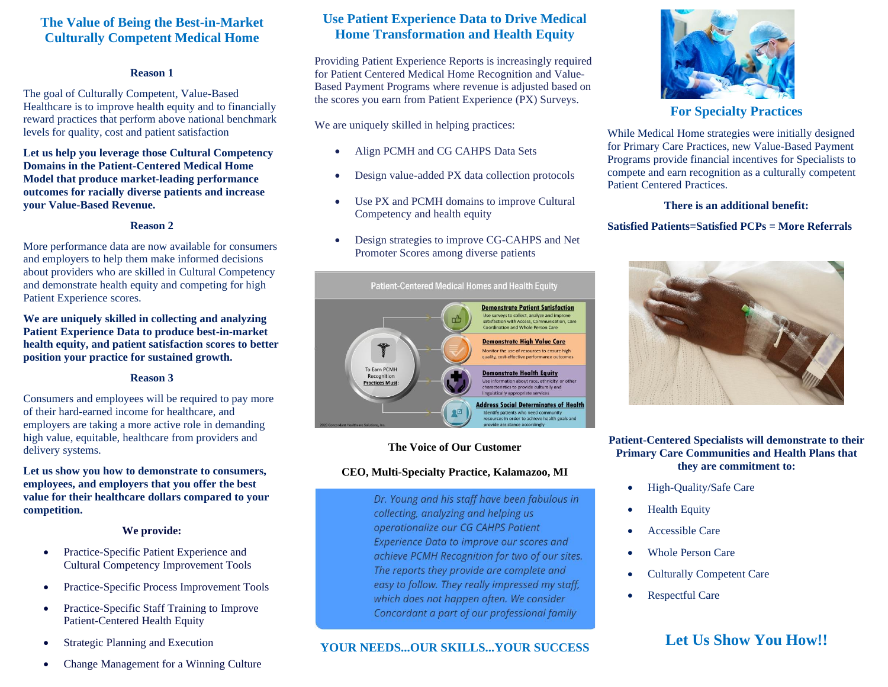## The Value of Being the Best-in-Market Culturally Competent Medical Home

### Reason 1

The goal of Culturally Competent, Value-Based Healthcare is to improve health equity and to financially reward practices that perform above national benchmark levels for quality, cost and patient satisfaction

**Let us help you leverage those Cultural Competency Domains in the Patient-Centered Medical Home Model that produce market-leading performance outcomes for racially diverse patients and increase your Value-Based Revenue.**

### Reason 2

More performance data are now available for consumers and employers to help them make informed decisions about providers who are skilled in Cultural Competency and demonstrate health equity and competing for high Patient Experience scores.

**We are uniquely skilled in collecting and analyzing Patient Experience Data to produce best-in-market health equity, and patient satisfaction scores to better position your practice for sustained growth.**

### Reason 3

Consumers and employees will be required to pay more of their hard-earned income for healthcare, and employers are taking a more active role in demanding high value, equitable, healthcare from providers and delivery systems.

**Let us show you how to demonstrate to consumers, employees, and employers that you offer the best value for their healthcare dollars compared to your competition.**

### We provide:

- Practice-Specific Patient Experience and Cultural Competency Improvement Tools
- Practice-Specific Process Improvement Tools
- Practice-Specific Staff Training to Improve Patient-Centered Health Equity
- Strategic Planning and Execution
- Change Management for a Winning Culture

## Use Patient Experience Data to Drive Medical Home Transformation and Health Equity

Providing Patient Experience Reports is increasingly required for Patient Centered Medical Home Recognition and Value-Based Payment Programs where revenue is adjusted based on the scores you earn from Patient Experience (PX) Surveys.

We are uniquely skilled in helping practices:

- Align PCMH and CG CAHPS Data Sets
- Design value-added PX data collection protocols
- Use PX and PCMH domains to improve Cultural Competency and health equity
- Design strategies to improve CG-CAHPS and Net Promoter Scores among diverse patients

Patient-Centered Medical Homes and Health Equity

To Earn PCMH Recognition Practices Must:

Demonstrate Patient Satisfaction
Use surveys to collect, analyze and improve satisfaction with Access, Communication, Care Coordination and Whole Person Care

Demonstrate High Value Care
Monitor the use of resources to ensure high quality, cost-effective performance outcomes

Demonstrate Health Equity
Use information about race, ethnicity, or other characteristics to provide culturally and linguistically appropriate services

Address Social Determinates of Health
Identify patients who need community resources in order to achieve health goals and provide assistance accordingly

2020 Concordant Healthcare Solutions, Inc.

**The Voice of Our Customer**

**CEO, Multi-Specialty Practice, Kalamazoo, MI**

*Dr. Young and his staff have been fabulous in collecting, analyzing and helping us operationalize our CG CAHPS Patient Experience Data to improve our scores and achieve PCMH Recognition for two of our sites. The reports they provide are complete and easy to follow. They really impressed my staff, which does not happen often. We consider Concordant a part of our professional family*

**YOUR NEEDS...OUR SKILLS...YOUR SUCCESS**

## For Specialty Practices

While Medical Home strategies were initially designed for Primary Care Practices, new Value-Based Payment Programs provide financial incentives for Specialists to compete and earn recognition as a culturally competent Patient Centered Practices.

**There is an additional benefit:**

**Satisfied Patients=Satisfied PCPs = More Referrals**

**Patient-Centered Specialists will demonstrate to their Primary Care Communities and Health Plans that they are commitment to:**

- High-Quality/Safe Care
- Health Equity
- Accessible Care
- Whole Person Care
- Culturally Competent Care
- Respectful Care

## Let Us Show You How!!